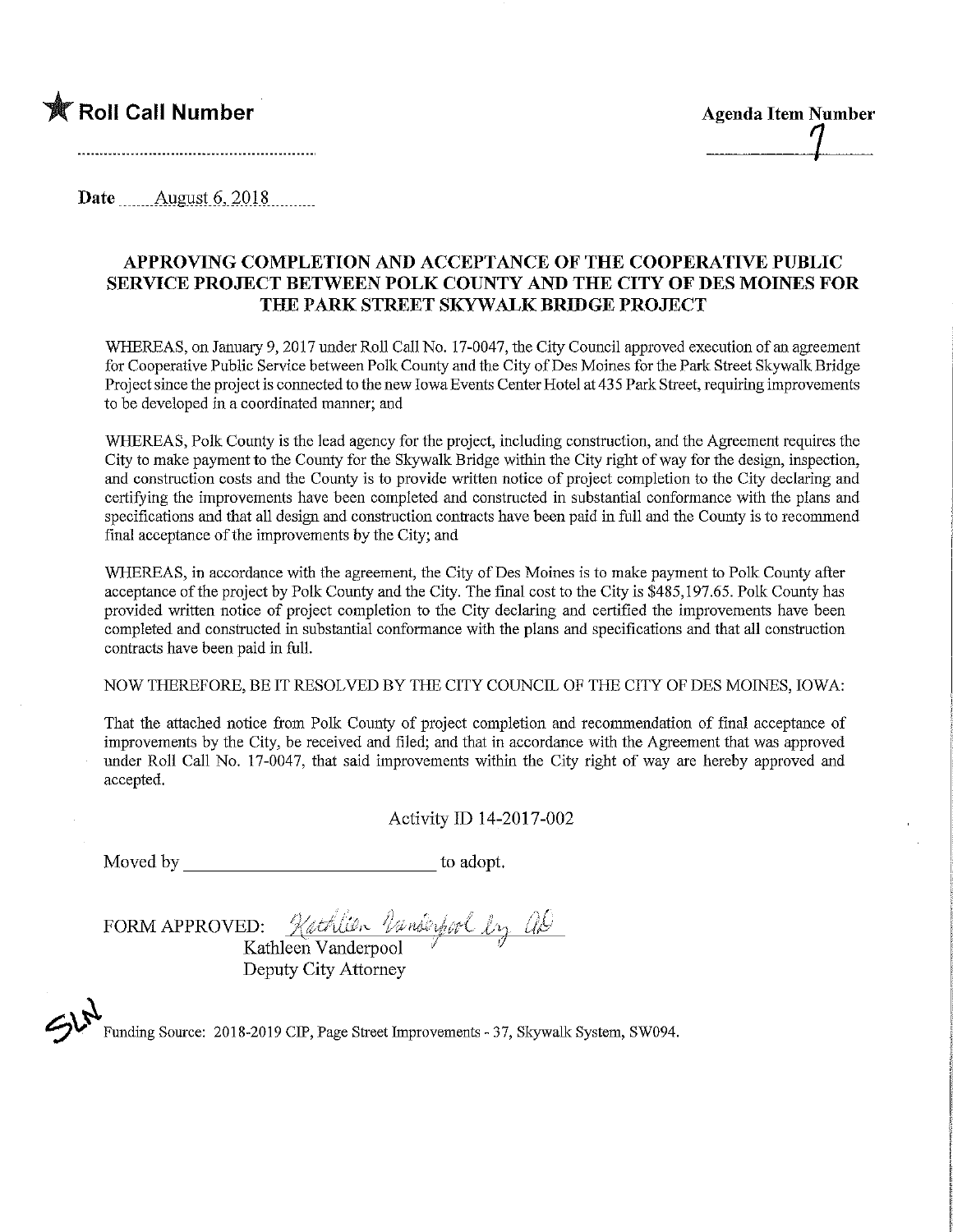★ **Roll Call Number**

**Agenda Item Number**

7

**Date** August 6, 2018

## APPROVING COMPLETION AND ACCEPTANCE OF THE COOPERATIVE PUBLIC SERVICE PROJECT BETWEEN POLK COUNTY AND THE CITY OF DES MOINES FOR THE PARK STREET SKYWALK BRIDGE PROJECT

WHEREAS, on January 9, 2017 under Roll Call No. 17-0047, the City Council approved execution of an agreement for Cooperative Public Service between Polk County and the City of Des Moines for the Park Street Skywalk Bridge Project since the project is connected to the new Iowa Events Center Hotel at 435 Park Street, requiring improvements to be developed in a coordinated manner; and

WHEREAS, Polk County is the lead agency for the project, including construction, and the Agreement requires the City to make payment to the County for the Skywalk Bridge within the City right of way for the design, inspection, and construction costs and the County is to provide written notice of project completion to the City declaring and certifying the improvements have been completed and constructed in substantial conformance with the plans and specifications and that all design and construction contracts have been paid in full and the County is to recommend final acceptance of the improvements by the City; and

WHEREAS, in accordance with the agreement, the City of Des Moines is to make payment to Polk County after acceptance of the project by Polk County and the City. The final cost to the City is $485,197.65. Polk County has provided written notice of project completion to the City declaring and certified the improvements have been completed and constructed in substantial conformance with the plans and specifications and that all construction contracts have been paid in full.

NOW THEREFORE, BE IT RESOLVED BY THE CITY COUNCIL OF THE CITY OF DES MOINES, IOWA:

That the attached notice from Polk County of project completion and recommendation of final acceptance of improvements by the City, be received and filed; and that in accordance with the Agreement that was approved under Roll Call No. 17-0047, that said improvements within the City right of way are hereby approved and accepted.

Activity ID 14-2017-002

Moved by ____________________________ to adopt.

FORM APPROVED: *Kathleen Vanderpool by AG*
Kathleen Vanderpool
Deputy City Attorney

SLN

Funding Source: 2018-2019 CIP, Page Street Improvements - 37, Skywalk System, SW094.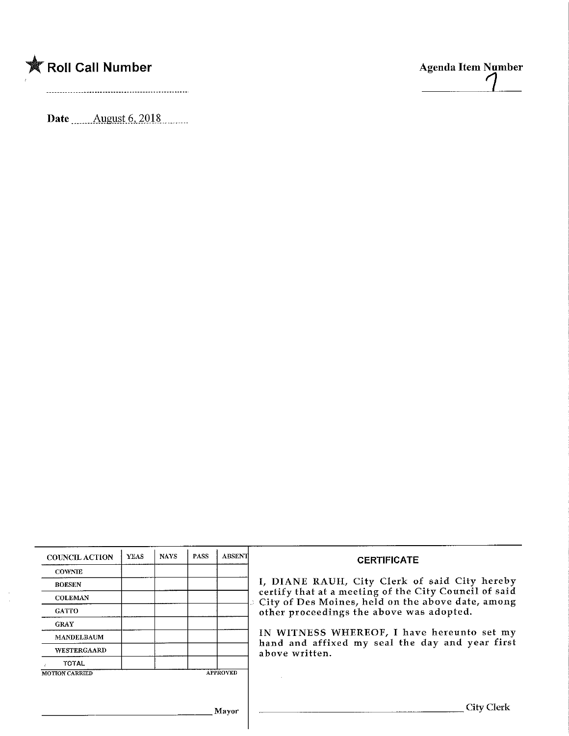**Roll Call Number**

**Agenda Item Number** 7

**Date** August 6, 2018

| COUNCIL ACTION | YEAS | NAYS | PASS | ABSENT |
| --- | --- | --- | --- | --- |
| COWNIE | | | | |
| BOESEN | | | | |
| COLEMAN | | | | |
| GATTO | | | | |
| GRAY | | | | |
| MANDELBAUM | | | | |
| WESTERGAARD | | | | |
| TOTAL | | | | |

MOTION CARRIED APPROVED

______________________________ Mayor

### CERTIFICATE

I, DIANE RAUH, City Clerk of said City hereby certify that at a meeting of the City Council of said City of Des Moines, held on the above date, among other proceedings the above was adopted.

IN WITNESS WHEREOF, I have hereunto set my hand and affixed my seal the day and year first above written.

______________________________ City Clerk